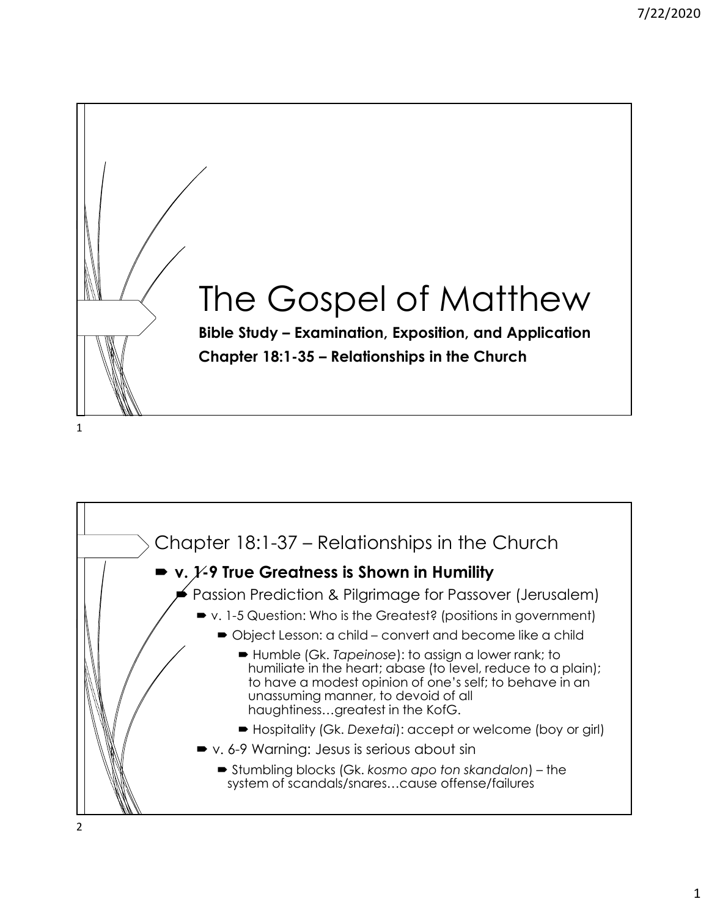# The Gospel of Matthew

**Bible Study – Examination, Exposition, and Application**

**Chapter 18:1-35 – Relationships in the Church**

## Chapter 18:1-37 – Relationships in the Church

- **v. 1-9 True Greatness is Shown in Humility**
  - Passion Prediction & Pilgrimage for Passover (Jerusalem)
    - v. 1-5 Question: Who is the Greatest? (positions in government)
      - Object Lesson: a child – convert and become like a child
        - Humble (Gk. *Tapeinose*): to assign a lower rank; to humiliate in the heart; abase (to level, reduce to a plain); to have a modest opinion of one's self; to behave in an unassuming manner, to devoid of all haughtiness…greatest in the KofG.
        - Hospitality (Gk. *Dexetai*): accept or welcome (boy or girl)
    - v. 6-9 Warning: Jesus is serious about sin
      - Stumbling blocks (Gk. *kosmo apo ton skandalon*) – the system of scandals/snares…cause offense/failures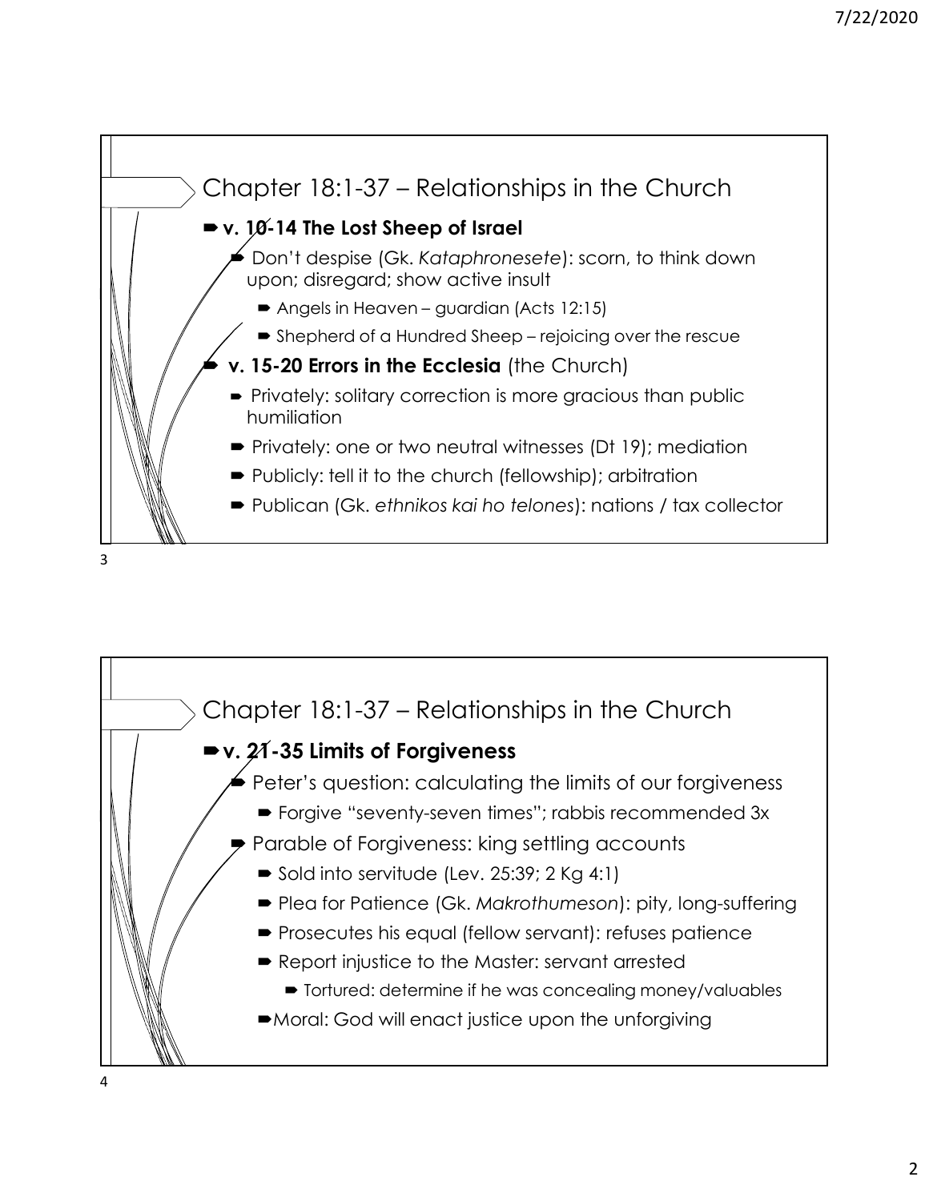## Chapter 18:1-37 – Relationships in the Church

- **v. 10-14 The Lost Sheep of Israel**
  - Don't despise (Gk. *Kataphronesete*): scorn, to think down upon; disregard; show active insult
    - Angels in Heaven – guardian (Acts 12:15)
    - Shepherd of a Hundred Sheep – rejoicing over the rescue
  - **v. 15-20 Errors in the Ecclesia** (the Church)
    - Privately: solitary correction is more gracious than public humiliation
    - Privately: one or two neutral witnesses (Dt 19); mediation
    - Publicly: tell it to the church (fellowship); arbitration
    - Publican (Gk. *ethnikos kai ho telones*): nations / tax collector

## Chapter 18:1-37 – Relationships in the Church

- **v. 21-35 Limits of Forgiveness**
  - Peter's question: calculating the limits of our forgiveness
    - Forgive "seventy-seven times"; rabbis recommended 3x
  - Parable of Forgiveness: king settling accounts
    - Sold into servitude (Lev. 25:39; 2 Kg 4:1)
    - Plea for Patience (Gk. *Makrothumeson*): pity, long-suffering
    - Prosecutes his equal (fellow servant): refuses patience
    - Report injustice to the Master: servant arrested
      - Tortured: determine if he was concealing money/valuables
  - Moral: God will enact justice upon the unforgiving